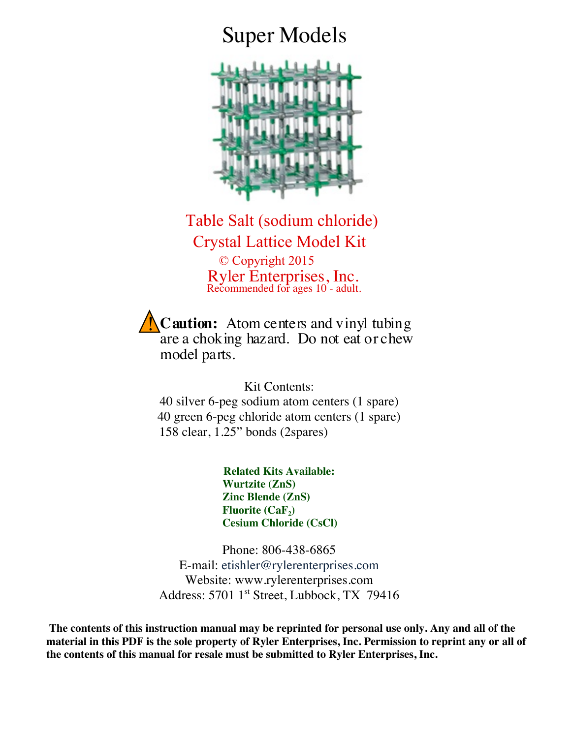# Super Models

## Table Salt (sodium chloride)
## Crystal Lattice Model Kit

© Copyright 2015

Ryler Enterprises, Inc.

Recommended for ages 10 - adult.

**Caution:** Atom centers and vinyl tubing are a choking hazard. Do not eat or chew model parts.

Kit Contents:

40 silver 6-peg sodium atom centers (1 spare)
40 green 6-peg chloride atom centers (1 spare)
158 clear, 1.25” bonds (2spares)

**Related Kits Available:**
**Wurtzite (ZnS)**
**Zinc Blende (ZnS)**
**Fluorite ($CaF_2$)**
**Cesium Chloride (CsCl)**

Phone: 806-438-6865
E-mail: etishler@rylerenterprises.com
Website: www.rylerenterprises.com
Address: 5701 1st Street, Lubbock, TX 79416

**The contents of this instruction manual may be reprinted for personal use only. Any and all of the material in this PDF is the sole property of Ryler Enterprises, Inc. Permission to reprint any or all of the contents of this manual for resale must be submitted to Ryler Enterprises, Inc.**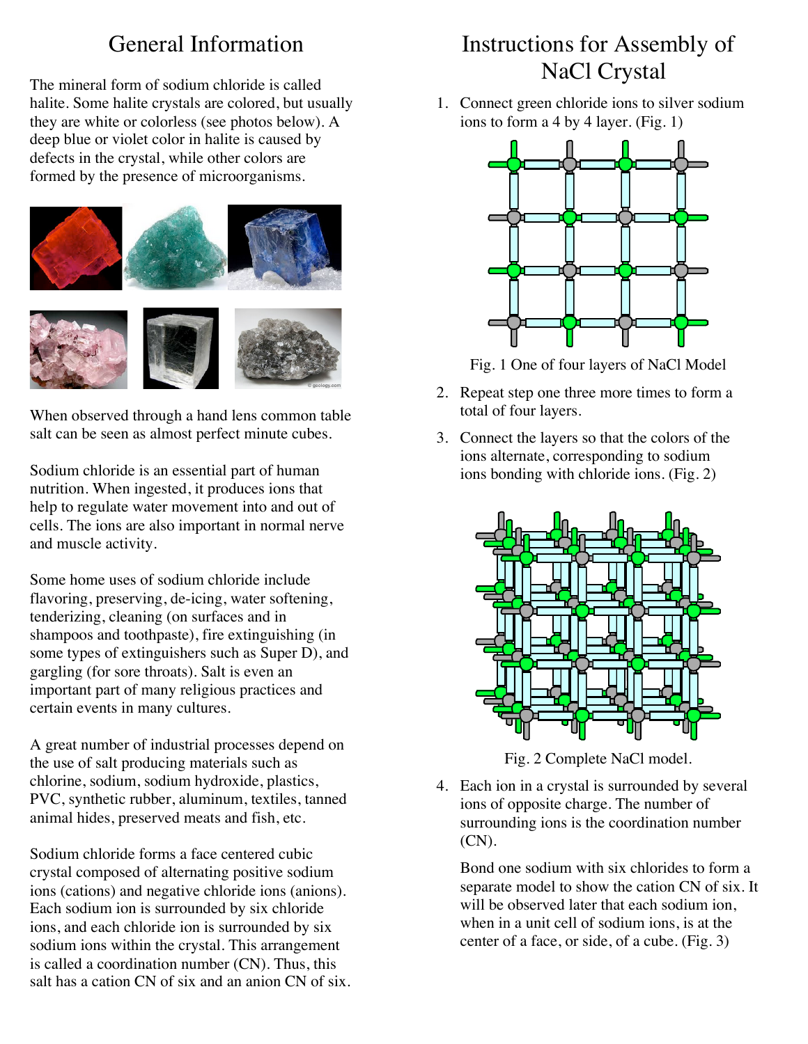# General Information

The mineral form of sodium chloride is called halite. Some halite crystals are colored, but usually they are white or colorless (see photos below). A deep blue or violet color in halite is caused by defects in the crystal, while other colors are formed by the presence of microorganisms.

When observed through a hand lens common table salt can be seen as almost perfect minute cubes.

Sodium chloride is an essential part of human nutrition. When ingested, it produces ions that help to regulate water movement into and out of cells. The ions are also important in normal nerve and muscle activity.

Some home uses of sodium chloride include flavoring, preserving, de-icing, water softening, tenderizing, cleaning (on surfaces and in shampoos and toothpaste), fire extinguishing (in some types of extinguishers such as Super D), and gargling (for sore throats). Salt is even an important part of many religious practices and certain events in many cultures.

A great number of industrial processes depend on the use of salt producing materials such as chlorine, sodium, sodium hydroxide, plastics, PVC, synthetic rubber, aluminum, textiles, tanned animal hides, preserved meats and fish, etc.

Sodium chloride forms a face centered cubic crystal composed of alternating positive sodium ions (cations) and negative chloride ions (anions). Each sodium ion is surrounded by six chloride ions, and each chloride ion is surrounded by six sodium ions within the crystal. This arrangement is called a coordination number (CN). Thus, this salt has a cation CN of six and an anion CN of six.

# Instructions for Assembly of NaCl Crystal

1. Connect green chloride ions to silver sodium ions to form a 4 by 4 layer. (Fig. 1)

Fig. 1 One of four layers of NaCl Model

2. Repeat step one three more times to form a total of four layers.
3. Connect the layers so that the colors of the ions alternate, corresponding to sodium ions bonding with chloride ions. (Fig. 2)

Fig. 2 Complete NaCl model.

4. Each ion in a crystal is surrounded by several ions of opposite charge. The number of surrounding ions is the coordination number (CN).

   Bond one sodium with six chlorides to form a separate model to show the cation CN of six. It will be observed later that each sodium ion, when in a unit cell of sodium ions, is at the center of a face, or side, of a cube. (Fig. 3)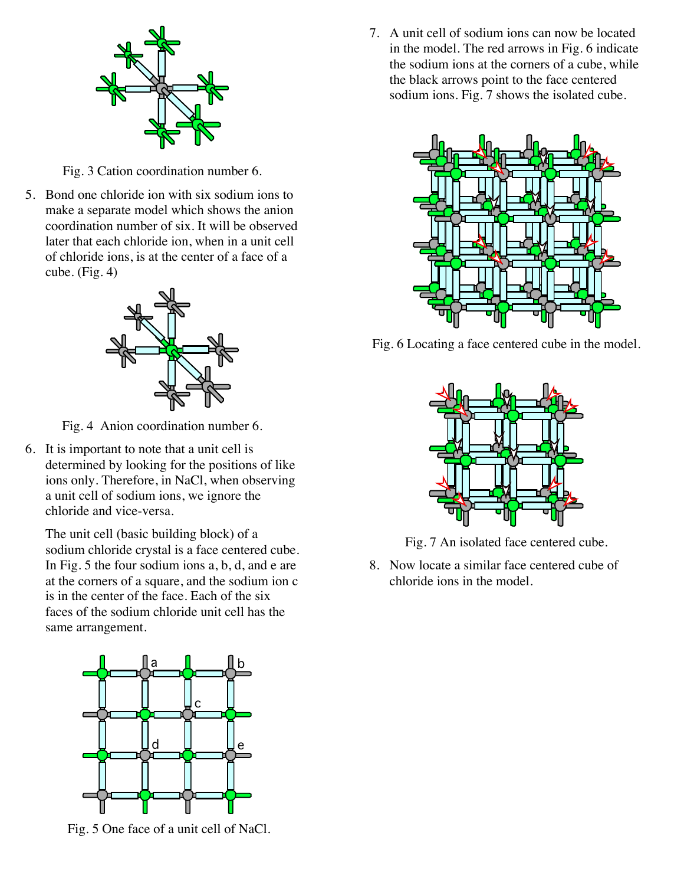Fig. 3 Cation coordination number 6.

5. Bond one chloride ion with six sodium ions to make a separate model which shows the anion coordination number of six. It will be observed later that each chloride ion, when in a unit cell of chloride ions, is at the center of a face of a cube. (Fig. 4)

Fig. 4 Anion coordination number 6.

6. It is important to note that a unit cell is determined by looking for the positions of like ions only. Therefore, in NaCl, when observing a unit cell of sodium ions, we ignore the chloride and vice-versa.

   The unit cell (basic building block) of a sodium chloride crystal is a face centered cube. In Fig. 5 the four sodium ions a, b, d, and e are at the corners of a square, and the sodium ion c is in the center of the face. Each of the six faces of the sodium chloride unit cell has the same arrangement.

a
b
c
d
e

Fig. 5 One face of a unit cell of NaCl.

7. A unit cell of sodium ions can now be located in the model. The red arrows in Fig. 6 indicate the sodium ions at the corners of a cube, while the black arrows point to the face centered sodium ions. Fig. 7 shows the isolated cube.

Fig. 6 Locating a face centered cube in the model.

Fig. 7 An isolated face centered cube.

8. Now locate a similar face centered cube of chloride ions in the model.